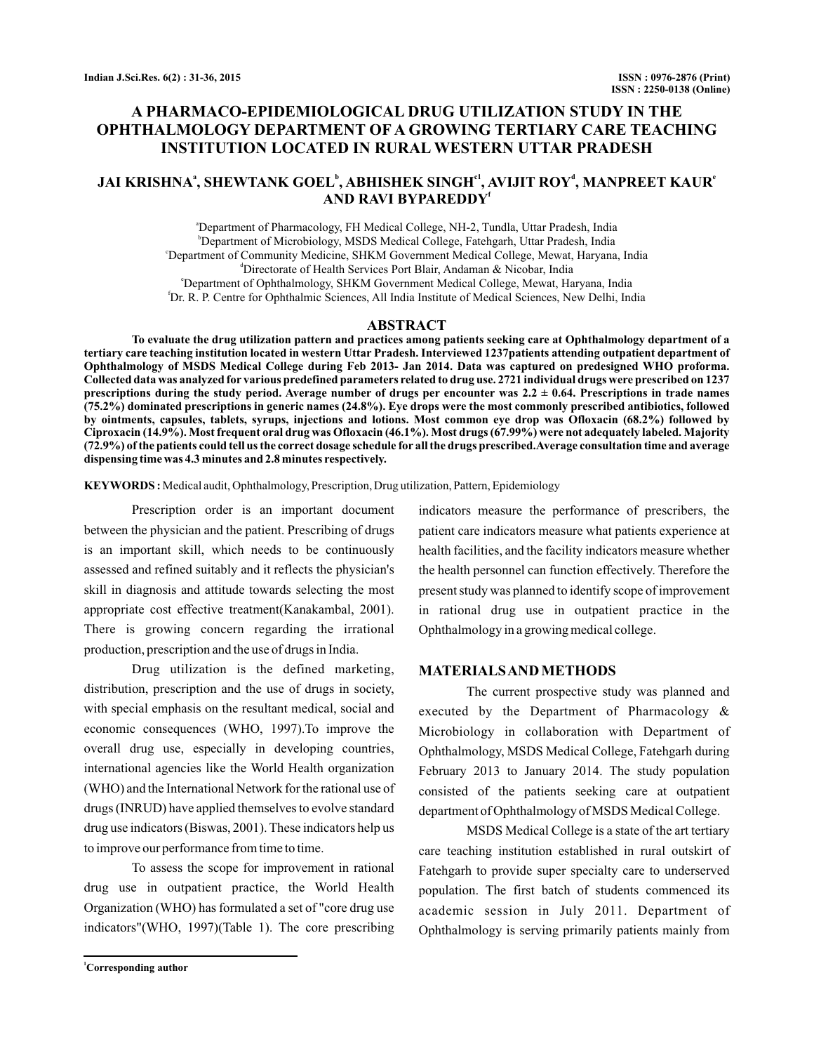# A PHARMACO-EPIDEMIOLOGICAL DRUG UTILIZATION STUDY IN THE OPHTHALMOLOGY DEPARTMENT OF A GROWING TERTIARY CARE TEACHING INSTITUTION LOCATED IN RURAL WESTERN UTTAR PRADESH

**JAI KRISHNA[a], SHEWTANK GOEL[b], ABHISHEK SINGH[c1], AVIJIT ROY[d], MANPREET KAUR[e] AND RAVI BYPAREDDY[f]**

[a]Department of Pharmacology, FH Medical College, NH-2, Tundla, Uttar Pradesh, India
[b]Department of Microbiology, MSDS Medical College, Fatehgarh, Uttar Pradesh, India
[c]Department of Community Medicine, SHKM Government Medical College, Mewat, Haryana, India
[d]Directorate of Health Services Port Blair, Andaman & Nicobar, India
[e]Department of Ophthalmology, SHKM Government Medical College, Mewat, Haryana, India
[f]Dr. R. P. Centre for Ophthalmic Sciences, All India Institute of Medical Sciences, New Delhi, India

## ABSTRACT

**To evaluate the drug utilization pattern and practices among patients seeking care at Ophthalmology department of a tertiary care teaching institution located in western Uttar Pradesh. Interviewed 1237patients attending outpatient department of Ophthalmology of MSDS Medical College during Feb 2013- Jan 2014. Data was captured on predesigned WHO proforma. Collected data was analyzed for various predefined parameters related to drug use. 2721 individual drugs were prescribed on 1237 prescriptions during the study period. Average number of drugs per encounter was 2.2 ± 0.64. Prescriptions in trade names (75.2%) dominated prescriptions in generic names (24.8%). Eye drops were the most commonly prescribed antibiotics, followed by ointments, capsules, tablets, syrups, injections and lotions. Most common eye drop was Ofloxacin (68.2%) followed by Ciproxacin (14.9%). Most frequent oral drug was Ofloxacin (46.1%). Most drugs (67.99%) were not adequately labeled. Majority (72.9%) of the patients could tell us the correct dosage schedule for all the drugs prescribed.Average consultation time and average dispensing time was 4.3 minutes and 2.8 minutes respectively.**

**KEYWORDS :** Medical audit, Ophthalmology, Prescription, Drug utilization, Pattern, Epidemiology

Prescription order is an important document between the physician and the patient. Prescribing of drugs is an important skill, which needs to be continuously assessed and refined suitably and it reflects the physician's skill in diagnosis and attitude towards selecting the most appropriate cost effective treatment(Kanakambal, 2001). There is growing concern regarding the irrational production, prescription and the use of drugs in India.

Drug utilization is the defined marketing, distribution, prescription and the use of drugs in society, with special emphasis on the resultant medical, social and economic consequences (WHO, 1997).To improve the overall drug use, especially in developing countries, international agencies like the World Health organization (WHO) and the International Network for the rational use of drugs (INRUD) have applied themselves to evolve standard drug use indicators (Biswas, 2001). These indicators help us to improve our performance from time to time.

To assess the scope for improvement in rational drug use in outpatient practice, the World Health Organization (WHO) has formulated a set of "core drug use indicators"(WHO, 1997)(Table 1). The core prescribing indicators measure the performance of prescribers, the patient care indicators measure what patients experience at health facilities, and the facility indicators measure whether the health personnel can function effectively. Therefore the present study was planned to identify scope of improvement in rational drug use in outpatient practice in the Ophthalmology in a growing medical college.

## MATERIALS AND METHODS

The current prospective study was planned and executed by the Department of Pharmacology & Microbiology in collaboration with Department of Ophthalmology, MSDS Medical College, Fatehgarh during February 2013 to January 2014. The study population consisted of the patients seeking care at outpatient department of Ophthalmology of MSDS Medical College.

MSDS Medical College is a state of the art tertiary care teaching institution established in rural outskirt of Fatehgarh to provide super specialty care to underserved population. The first batch of students commenced its academic session in July 2011. Department of Ophthalmology is serving primarily patients mainly from

[1]Corresponding author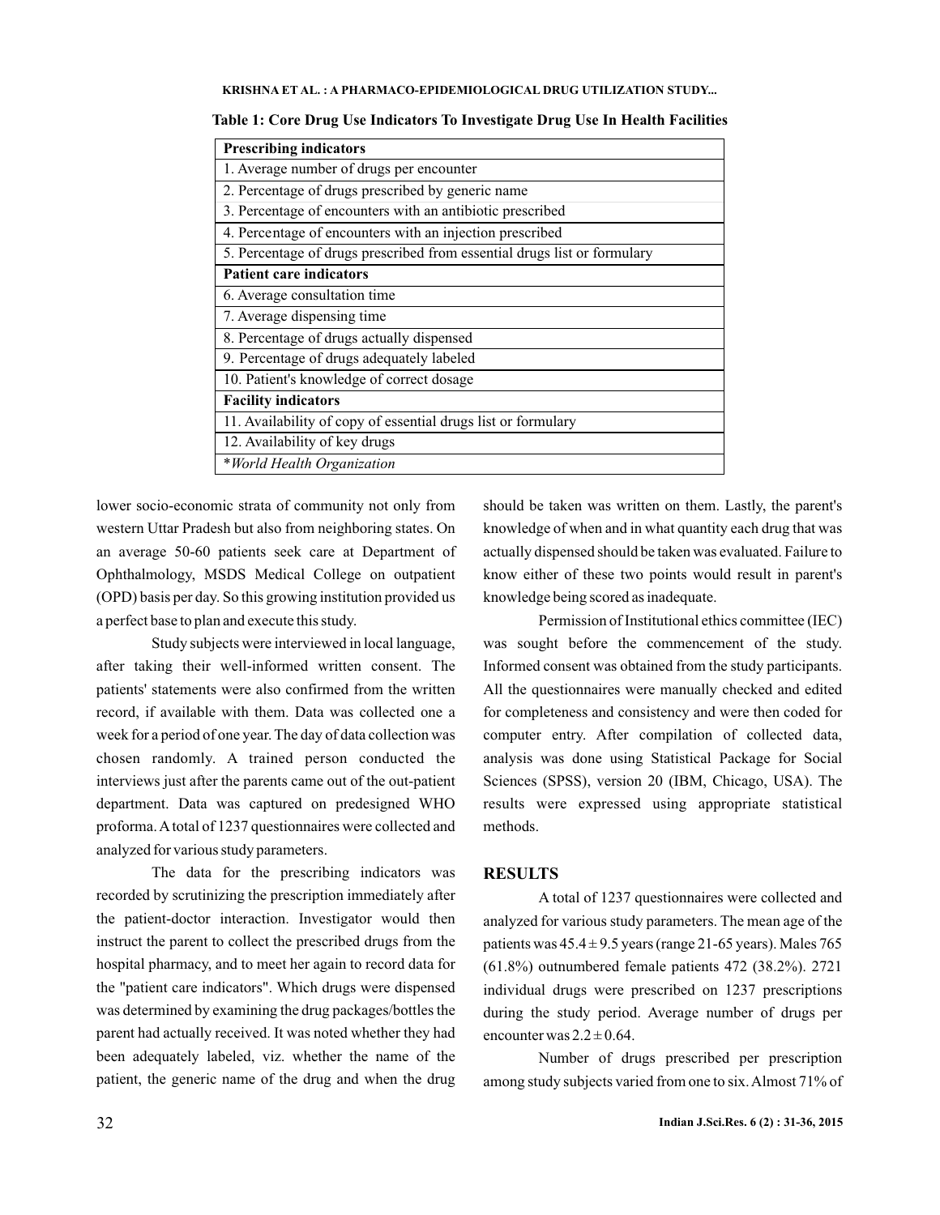**Table 1: Core Drug Use Indicators To Investigate Drug Use In Health Facilities**

| **Prescribing indicators** |
|---|
| 1. Average number of drugs per encounter |
| 2. Percentage of drugs prescribed by generic name |
| 3. Percentage of encounters with an antibiotic prescribed |
| 4. Percentage of encounters with an injection prescribed |
| 5. Percentage of drugs prescribed from essential drugs list or formulary |
| **Patient care indicators** |
| 6. Average consultation time |
| 7. Average dispensing time |
| 8. Percentage of drugs actually dispensed |
| 9. Percentage of drugs adequately labeled |
| 10. Patient's knowledge of correct dosage |
| **Facility indicators** |
| 11. Availability of copy of essential drugs list or formulary |
| 12. Availability of key drugs |
| **World Health Organization* |

lower socio-economic strata of community not only from western Uttar Pradesh but also from neighboring states. On an average 50-60 patients seek care at Department of Ophthalmology, MSDS Medical College on outpatient (OPD) basis per day. So this growing institution provided us a perfect base to plan and execute this study.

Study subjects were interviewed in local language, after taking their well-informed written consent. The patients' statements were also confirmed from the written record, if available with them. Data was collected one a week for a period of one year. The day of data collection was chosen randomly. A trained person conducted the interviews just after the parents came out of the out-patient department. Data was captured on predesigned WHO proforma. A total of 1237 questionnaires were collected and analyzed for various study parameters.

The data for the prescribing indicators was recorded by scrutinizing the prescription immediately after the patient-doctor interaction. Investigator would then instruct the parent to collect the prescribed drugs from the hospital pharmacy, and to meet her again to record data for the "patient care indicators". Which drugs were dispensed was determined by examining the drug packages/bottles the parent had actually received. It was noted whether they had been adequately labeled, viz. whether the name of the patient, the generic name of the drug and when the drug should be taken was written on them. Lastly, the parent's knowledge of when and in what quantity each drug that was actually dispensed should be taken was evaluated. Failure to know either of these two points would result in parent's knowledge being scored as inadequate.

Permission of Institutional ethics committee (IEC) was sought before the commencement of the study. Informed consent was obtained from the study participants. All the questionnaires were manually checked and edited for completeness and consistency and were then coded for computer entry. After compilation of collected data, analysis was done using Statistical Package for Social Sciences (SPSS), version 20 (IBM, Chicago, USA). The results were expressed using appropriate statistical methods.

## RESULTS

A total of 1237 questionnaires were collected and analyzed for various study parameters. The mean age of the patients was $45.4 \pm 9.5$ years (range 21-65 years). Males 765 (61.8%) outnumbered female patients 472 (38.2%). 2721 individual drugs were prescribed on 1237 prescriptions during the study period. Average number of drugs per encounter was $2.2 \pm 0.64$.

Number of drugs prescribed per prescription among study subjects varied from one to six. Almost 71% of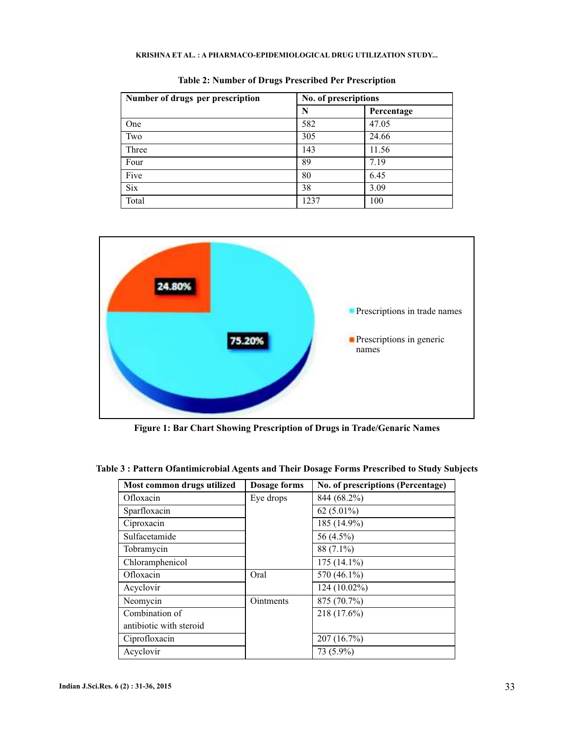**Table 2: Number of Drugs Prescribed Per Prescription**

| Number of drugs per prescription | No. of prescriptions | |
|---|---|---|
| | N | Percentage |
| One | 582 | 47.05 |
| Two | 305 | 24.66 |
| Three | 143 | 11.56 |
| Four | 89 | 7.19 |
| Five | 80 | 6.45 |
| Six | 38 | 3.09 |
| Total | 1237 | 100 |

**Figure 1: Bar Chart Showing Prescription of Drugs in Trade/Genaric Names**

**Table 3 : Pattern Ofantimicrobial Agents and Their Dosage Forms Prescribed to Study Subjects**

| Most common drugs utilized | Dosage forms | No. of prescriptions (Percentage) |
|---|---|---|
| Ofloxacin | Eye drops | 844 (68.2%) |
| Sparfloxacin | | 62 (5.01%) |
| Ciproxacin | | 185 (14.9%) |
| Sulfacetamide | | 56 (4.5%) |
| Tobramycin | | 88 (7.1%) |
| Chloramphenicol | | 175 (14.1%) |
| Ofloxacin | Oral | 570 (46.1%) |
| Acyclovir | | 124 (10.02%) |
| Neomycin | Ointments | 875 (70.7%) |
| Combination of antibiotic with steroid | | 218 (17.6%) |
| Ciprofloxacin | | 207 (16.7%) |
| Acyclovir | | 73 (5.9%) |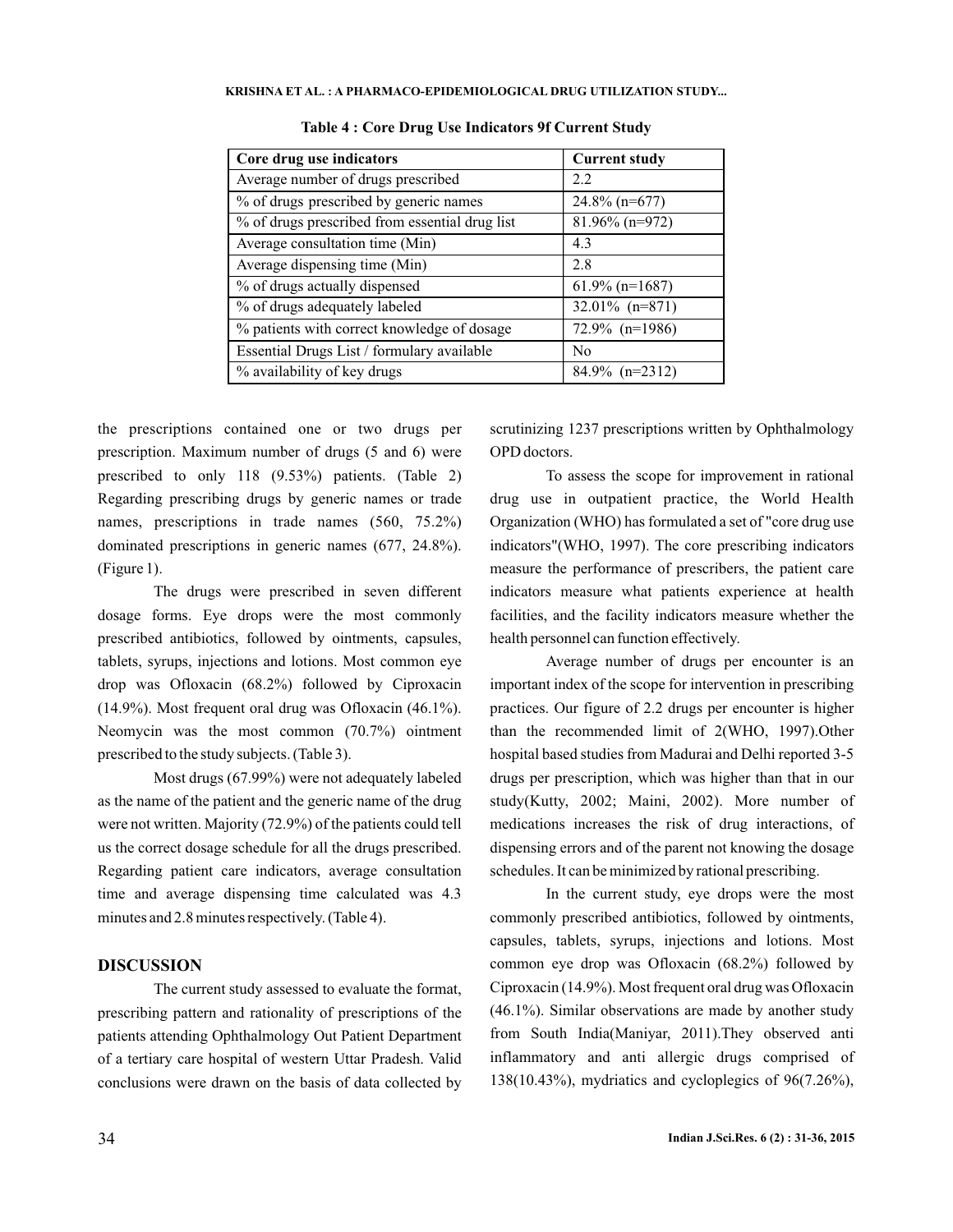**Table 4 : Core Drug Use Indicators 9f Current Study**

| Core drug use indicators | Current study |
| --- | --- |
| Average number of drugs prescribed | 2.2 |
| % of drugs prescribed by generic names | 24.8% (n=677) |
| % of drugs prescribed from essential drug list | 81.96% (n=972) |
| Average consultation time (Min) | 4.3 |
| Average dispensing time (Min) | 2.8 |
| % of drugs actually dispensed | 61.9% (n=1687) |
| % of drugs adequately labeled | 32.01% (n=871) |
| % patients with correct knowledge of dosage | 72.9% (n=1986) |
| Essential Drugs List / formulary available | No |
| % availability of key drugs | 84.9% (n=2312) |

the prescriptions contained one or two drugs per prescription. Maximum number of drugs (5 and 6) were prescribed to only 118 (9.53%) patients. (Table 2) Regarding prescribing drugs by generic names or trade names, prescriptions in trade names (560, 75.2%) dominated prescriptions in generic names (677, 24.8%). (Figure 1).

The drugs were prescribed in seven different dosage forms. Eye drops were the most commonly prescribed antibiotics, followed by ointments, capsules, tablets, syrups, injections and lotions. Most common eye drop was Ofloxacin (68.2%) followed by Ciproxacin (14.9%). Most frequent oral drug was Ofloxacin (46.1%). Neomycin was the most common (70.7%) ointment prescribed to the study subjects. (Table 3).

Most drugs (67.99%) were not adequately labeled as the name of the patient and the generic name of the drug were not written. Majority (72.9%) of the patients could tell us the correct dosage schedule for all the drugs prescribed. Regarding patient care indicators, average consultation time and average dispensing time calculated was 4.3 minutes and 2.8 minutes respectively. (Table 4).

## DISCUSSION

The current study assessed to evaluate the format, prescribing pattern and rationality of prescriptions of the patients attending Ophthalmology Out Patient Department of a tertiary care hospital of western Uttar Pradesh. Valid conclusions were drawn on the basis of data collected by scrutinizing 1237 prescriptions written by Ophthalmology OPD doctors.

To assess the scope for improvement in rational drug use in outpatient practice, the World Health Organization (WHO) has formulated a set of "core drug use indicators"(WHO, 1997). The core prescribing indicators measure the performance of prescribers, the patient care indicators measure what patients experience at health facilities, and the facility indicators measure whether the health personnel can function effectively.

Average number of drugs per encounter is an important index of the scope for intervention in prescribing practices. Our figure of 2.2 drugs per encounter is higher than the recommended limit of 2(WHO, 1997).Other hospital based studies from Madurai and Delhi reported 3-5 drugs per prescription, which was higher than that in our study(Kutty, 2002; Maini, 2002). More number of medications increases the risk of drug interactions, of dispensing errors and of the parent not knowing the dosage schedules. It can be minimized by rational prescribing.

In the current study, eye drops were the most commonly prescribed antibiotics, followed by ointments, capsules, tablets, syrups, injections and lotions. Most common eye drop was Ofloxacin (68.2%) followed by Ciproxacin (14.9%). Most frequent oral drug was Ofloxacin (46.1%). Similar observations are made by another study from South India(Maniyar, 2011).They observed anti inflammatory and anti allergic drugs comprised of 138(10.43%), mydriatics and cycloplegics of 96(7.26%),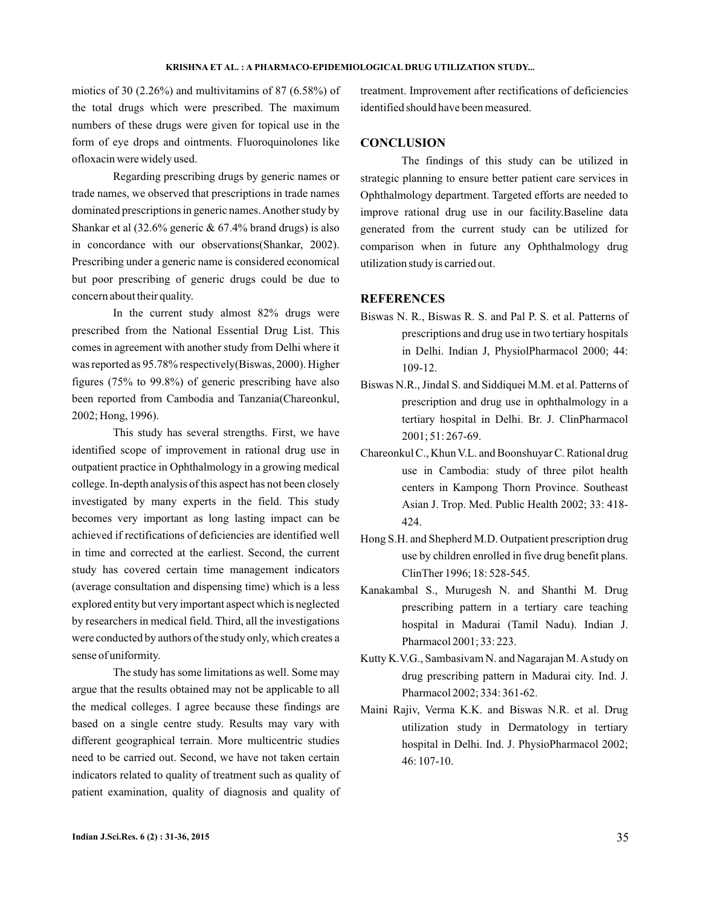miotics of 30 (2.26%) and multivitamins of 87 (6.58%) of the total drugs which were prescribed. The maximum numbers of these drugs were given for topical use in the form of eye drops and ointments. Fluoroquinolones like ofloxacin were widely used.

Regarding prescribing drugs by generic names or trade names, we observed that prescriptions in trade names dominated prescriptions in generic names. Another study by Shankar et al (32.6% generic & 67.4% brand drugs) is also in concordance with our observations(Shankar, 2002). Prescribing under a generic name is considered economical but poor prescribing of generic drugs could be due to concern about their quality.

In the current study almost 82% drugs were prescribed from the National Essential Drug List. This comes in agreement with another study from Delhi where it was reported as 95.78% respectively(Biswas, 2000). Higher figures (75% to 99.8%) of generic prescribing have also been reported from Cambodia and Tanzania(Chareonkul, 2002; Hong, 1996).

This study has several strengths. First, we have identified scope of improvement in rational drug use in outpatient practice in Ophthalmology in a growing medical college. In-depth analysis of this aspect has not been closely investigated by many experts in the field. This study becomes very important as long lasting impact can be achieved if rectifications of deficiencies are identified well in time and corrected at the earliest. Second, the current study has covered certain time management indicators (average consultation and dispensing time) which is a less explored entity but very important aspect which is neglected by researchers in medical field. Third, all the investigations were conducted by authors of the study only, which creates a sense of uniformity.

The study has some limitations as well. Some may argue that the results obtained may not be applicable to all the medical colleges. I agree because these findings are based on a single centre study. Results may vary with different geographical terrain. More multicentric studies need to be carried out. Second, we have not taken certain indicators related to quality of treatment such as quality of patient examination, quality of diagnosis and quality of treatment. Improvement after rectifications of deficiencies identified should have been measured.

## CONCLUSION

The findings of this study can be utilized in strategic planning to ensure better patient care services in Ophthalmology department. Targeted efforts are needed to improve rational drug use in our facility.Baseline data generated from the current study can be utilized for comparison when in future any Ophthalmology drug utilization study is carried out.

## REFERENCES

Biswas N. R., Biswas R. S. and Pal P. S. et al. Patterns of prescriptions and drug use in two tertiary hospitals in Delhi. Indian J, PhysiolPharmacol 2000; 44: 109-12.

Biswas N.R., Jindal S. and Siddiquei M.M. et al. Patterns of prescription and drug use in ophthalmology in a tertiary hospital in Delhi. Br. J. ClinPharmacol 2001; 51: 267-69.

Chareonkul C., Khun V.L. and Boonshuyar C. Rational drug use in Cambodia: study of three pilot health centers in Kampong Thorn Province. Southeast Asian J. Trop. Med. Public Health 2002; 33: 418-424.

Hong S.H. and Shepherd M.D. Outpatient prescription drug use by children enrolled in five drug benefit plans. ClinTher 1996; 18: 528-545.

Kanakambal S., Murugesh N. and Shanthi M. Drug prescribing pattern in a tertiary care teaching hospital in Madurai (Tamil Nadu). Indian J. Pharmacol 2001; 33: 223.

Kutty K.V.G., Sambasivam N. and Nagarajan M. A study on drug prescribing pattern in Madurai city. Ind. J. Pharmacol 2002; 334: 361-62.

Maini Rajiv, Verma K.K. and Biswas N.R. et al. Drug utilization study in Dermatology in tertiary hospital in Delhi. Ind. J. PhysioPharmacol 2002; 46: 107-10.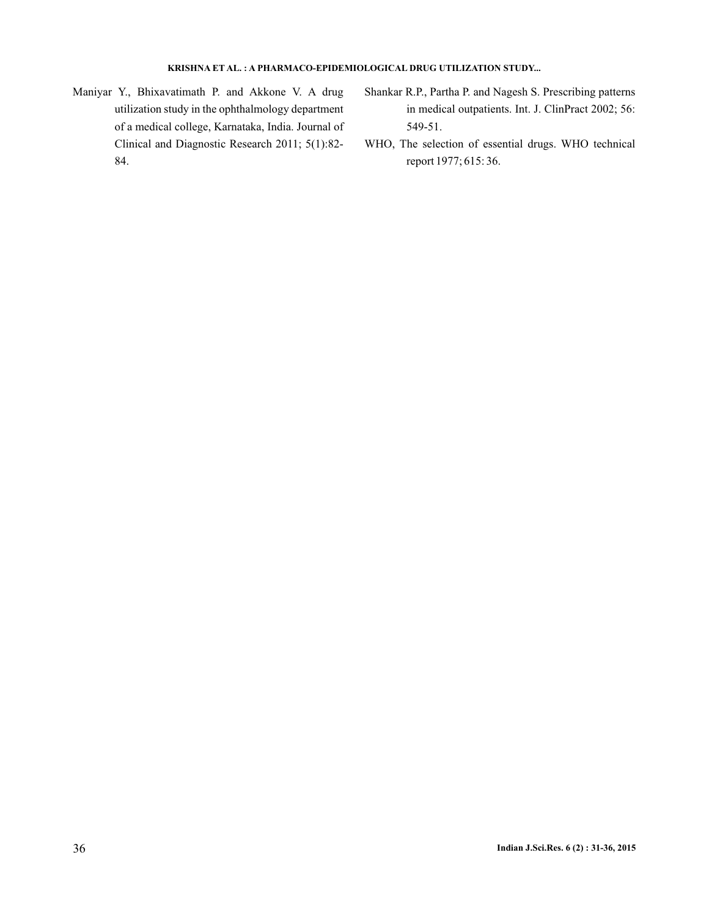Maniyar Y., Bhixavatimath P. and Akkone V. A drug utilization study in the ophthalmology department of a medical college, Karnataka, India. Journal of Clinical and Diagnostic Research 2011; 5(1):82-84.

Shankar R.P., Partha P. and Nagesh S. Prescribing patterns in medical outpatients. Int. J. ClinPract 2002; 56: 549-51.

WHO, The selection of essential drugs. WHO technical report 1977; 615: 36.